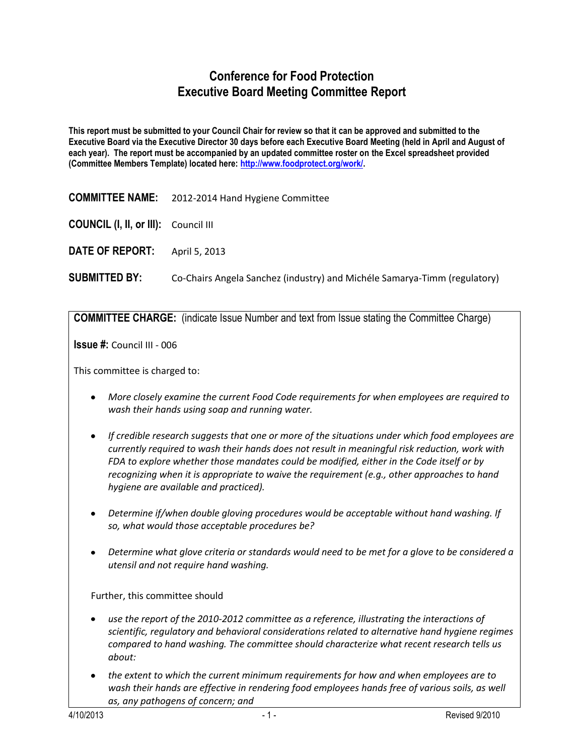# Conference for Food Protection
# Executive Board Meeting Committee Report

**This report must be submitted to your Council Chair for review so that it can be approved and submitted to the Executive Board via the Executive Director 30 days before each Executive Board Meeting (held in April and August of each year). The report must be accompanied by an updated committee roster on the Excel spreadsheet provided (Committee Members Template) located here: http://www.foodprotect.org/work/.**

**COMMITTEE NAME:** 2012-2014 Hand Hygiene Committee

**COUNCIL (I, II, or III):** Council III

**DATE OF REPORT:** April 5, 2013

**SUBMITTED BY:** Co-Chairs Angela Sanchez (industry) and Michéle Samarya-Timm (regulatory)

**COMMITTEE CHARGE:** (indicate Issue Number and text from Issue stating the Committee Charge)

**Issue #:** Council III - 006

This committee is charged to:

- *More closely examine the current Food Code requirements for when employees are required to wash their hands using soap and running water.*
- *If credible research suggests that one or more of the situations under which food employees are currently required to wash their hands does not result in meaningful risk reduction, work with FDA to explore whether those mandates could be modified, either in the Code itself or by recognizing when it is appropriate to waive the requirement (e.g., other approaches to hand hygiene are available and practiced).*
- *Determine if/when double gloving procedures would be acceptable without hand washing. If so, what would those acceptable procedures be?*
- *Determine what glove criteria or standards would need to be met for a glove to be considered a utensil and not require hand washing.*

Further, this committee should

- *use the report of the 2010-2012 committee as a reference, illustrating the interactions of scientific, regulatory and behavioral considerations related to alternative hand hygiene regimes compared to hand washing. The committee should characterize what recent research tells us about:*
- *the extent to which the current minimum requirements for how and when employees are to wash their hands are effective in rendering food employees hands free of various soils, as well as, any pathogens of concern; and*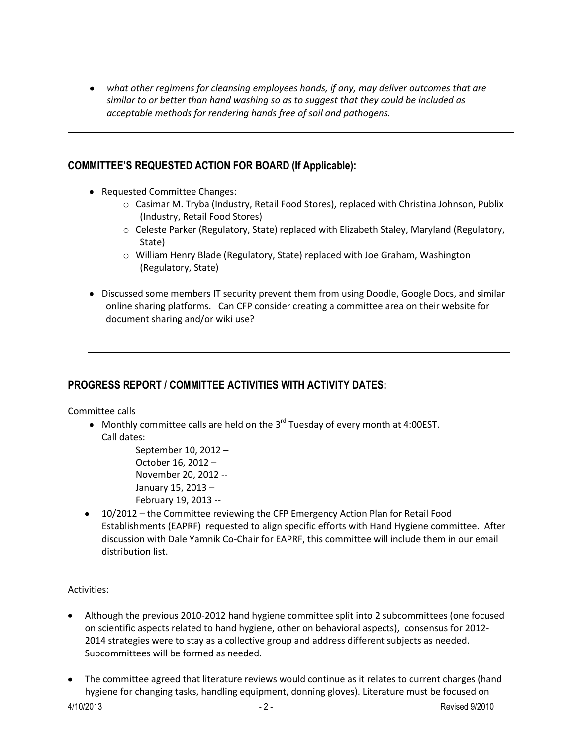- *what other regimens for cleansing employees hands, if any, may deliver outcomes that are similar to or better than hand washing so as to suggest that they could be included as acceptable methods for rendering hands free of soil and pathogens.*

## COMMITTEE'S REQUESTED ACTION FOR BOARD (If Applicable):

- Requested Committee Changes:
  - Casimar M. Tryba (Industry, Retail Food Stores), replaced with Christina Johnson, Publix (Industry, Retail Food Stores)
  - Celeste Parker (Regulatory, State) replaced with Elizabeth Staley, Maryland (Regulatory, State)
  - William Henry Blade (Regulatory, State) replaced with Joe Graham, Washington (Regulatory, State)
- Discussed some members IT security prevent them from using Doodle, Google Docs, and similar online sharing platforms. Can CFP consider creating a committee area on their website for document sharing and/or wiki use?

---

## PROGRESS REPORT / COMMITTEE ACTIVITIES WITH ACTIVITY DATES:

Committee calls

- Monthly committee calls are held on the 3rd Tuesday of every month at 4:00EST.
  Call dates:
  September 10, 2012 –
  October 16, 2012 –
  November 20, 2012 --
  January 15, 2013 –
  February 19, 2013 --
- 10/2012 – the Committee reviewing the CFP Emergency Action Plan for Retail Food Establishments (EAPRF) requested to align specific efforts with Hand Hygiene committee. After discussion with Dale Yamnik Co-Chair for EAPRF, this committee will include them in our email distribution list.

Activities:

- Although the previous 2010-2012 hand hygiene committee split into 2 subcommittees (one focused on scientific aspects related to hand hygiene, other on behavioral aspects), consensus for 2012-2014 strategies were to stay as a collective group and address different subjects as needed. Subcommittees will be formed as needed.
- The committee agreed that literature reviews would continue as it relates to current charges (hand hygiene for changing tasks, handling equipment, donning gloves). Literature must be focused on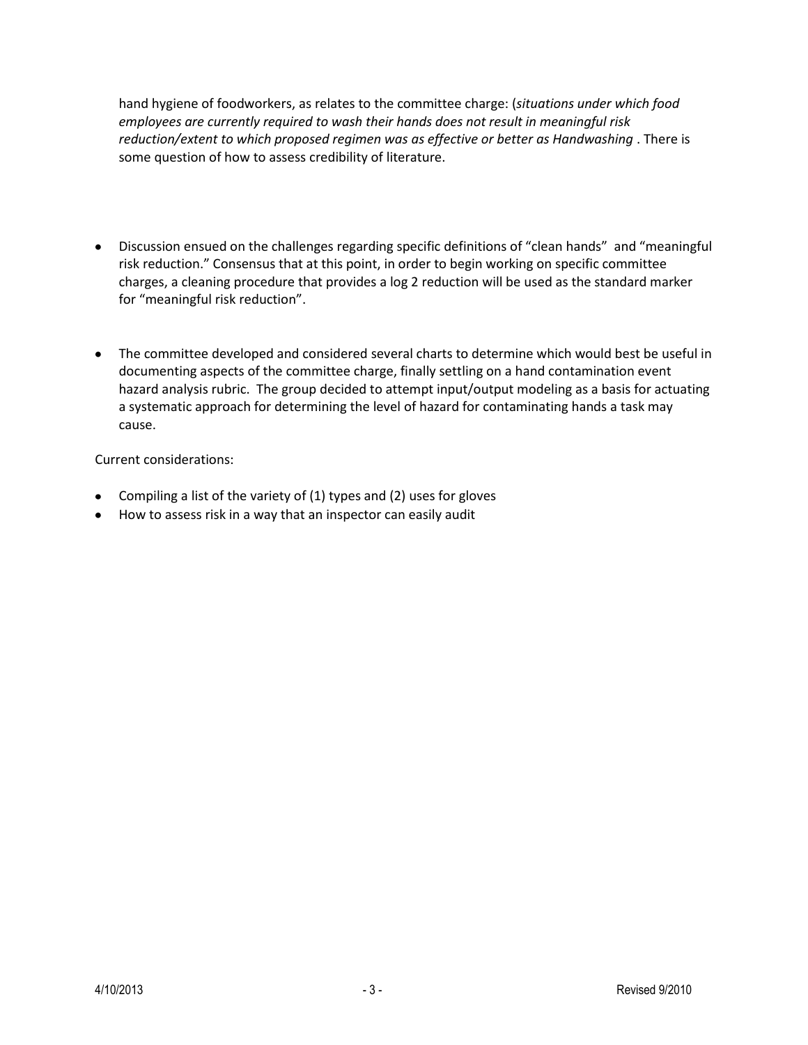hand hygiene of foodworkers, as relates to the committee charge: (*situations under which food employees are currently required to wash their hands does not result in meaningful risk reduction/extent to which proposed regimen was as effective or better as Handwashing* . There is some question of how to assess credibility of literature.

- Discussion ensued on the challenges regarding specific definitions of "clean hands" and "meaningful risk reduction." Consensus that at this point, in order to begin working on specific committee charges, a cleaning procedure that provides a log 2 reduction will be used as the standard marker for "meaningful risk reduction".

- The committee developed and considered several charts to determine which would best be useful in documenting aspects of the committee charge, finally settling on a hand contamination event hazard analysis rubric. The group decided to attempt input/output modeling as a basis for actuating a systematic approach for determining the level of hazard for contaminating hands a task may cause.

Current considerations:

- Compiling a list of the variety of (1) types and (2) uses for gloves
- How to assess risk in a way that an inspector can easily audit